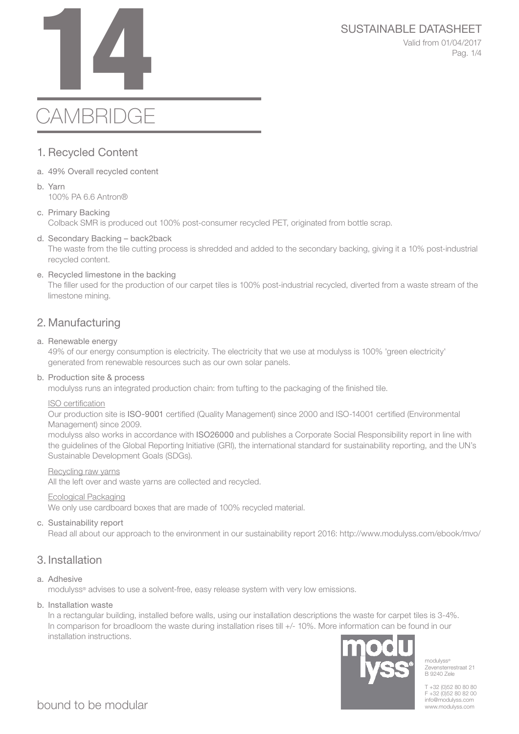# 14

# CAMBRIDGE

SUSTAINABLE DATASHEET

Valid from 01/04/2017

## 1. Recycled Content

a. 49% Overall recycled content

b. Yarn
   100% PA 6.6 Antron®

c. Primary Backing
   Colback SMR is produced out 100% post-consumer recycled PET, originated from bottle scrap.

d. Secondary Backing – back2back
   The waste from the tile cutting process is shredded and added to the secondary backing, giving it a 10% post-industrial recycled content.

e. Recycled limestone in the backing
   The filler used for the production of our carpet tiles is 100% post-industrial recycled, diverted from a waste stream of the limestone mining.

## 2. Manufacturing

a. Renewable energy
   49% of our energy consumption is electricity. The electricity that we use at modulyss is 100% 'green electricity' generated from renewable resources such as our own solar panels.

b. Production site & process
   modulyss runs an integrated production chain: from tufting to the packaging of the finished tile.

   <u>ISO certification</u>
   Our production site is ISO-9001 certified (Quality Management) since 2000 and ISO-14001 certified (Environmental Management) since 2009.
   modulyss also works in accordance with ISO26000 and publishes a Corporate Social Responsibility report in line with the guidelines of the Global Reporting Initiative (GRI), the international standard for sustainability reporting, and the UN's Sustainable Development Goals (SDGs).

   <u>Recycling raw yarns</u>
   All the left over and waste yarns are collected and recycled.

   <u>Ecological Packaging</u>
   We only use cardboard boxes that are made of 100% recycled material.

c. Sustainability report
   Read all about our approach to the environment in our sustainability report 2016: http://www.modulyss.com/ebook/mvo/

## 3. Installation

a. Adhesive
   modulyss® advises to use a solvent-free, easy release system with very low emissions.

b. Installation waste
   In a rectangular building, installed before walls, using our installation descriptions the waste for carpet tiles is 3-4%. In comparison for broadloom the waste during installation rises till +/- 10%. More information can be found in our installation instructions.

modulyss®
Zevensterrestraat 21
B 9240 Zele

T +32 (0)52 80 80 80
F +32 (0)52 80 82 00
info@modulyss.com
www.modulyss.com

bound to be modular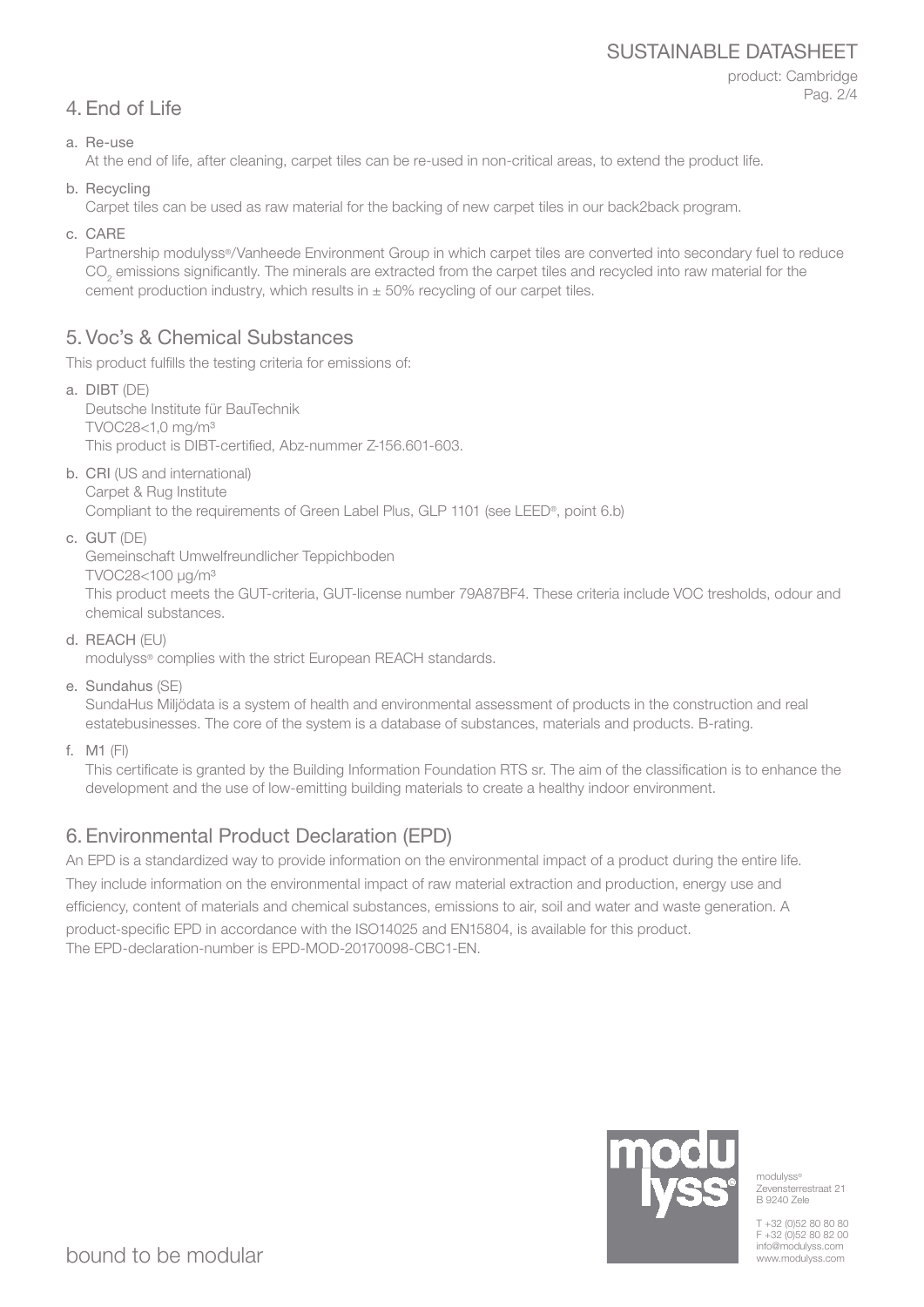## 4. End of Life

a. Re-use

At the end of life, after cleaning, carpet tiles can be re-used in non-critical areas, to extend the product life.

b. Recycling

Carpet tiles can be used as raw material for the backing of new carpet tiles in our back2back program.

c. CARE

Partnership modulyss®/Vanheede Environment Group in which carpet tiles are converted into secondary fuel to reduce $CO_2$ emissions significantly. The minerals are extracted from the carpet tiles and recycled into raw material for the cement production industry, which results in ± 50% recycling of our carpet tiles.

## 5. Voc's & Chemical Substances

This product fulfills the testing criteria for emissions of:

a. **DIBT** (DE)

Deutsche Institute für BauTechnik
TVOC28<1,0 mg/m³
This product is DIBT-certified, Abz-nummer Z-156.601-603.

b. **CRI** (US and international)

Carpet & Rug Institute
Compliant to the requirements of Green Label Plus, GLP 1101 (see LEED®, point 6.b)

c. **GUT** (DE)

Gemeinschaft Umwelfreundlicher Teppichboden
TVOC28<100 µg/m³
This product meets the GUT-criteria, GUT-license number 79A87BF4. These criteria include VOC tresholds, odour and chemical substances.

d. **REACH** (EU)

modulyss® complies with the strict European REACH standards.

e. **Sundahus** (SE)

SundaHus Miljödata is a system of health and environmental assessment of products in the construction and real estatebusinesses. The core of the system is a database of substances, materials and products. B-rating.

f. **M1** (FI)

This certificate is granted by the Building Information Foundation RTS sr. The aim of the classification is to enhance the development and the use of low-emitting building materials to create a healthy indoor environment.

## 6. Environmental Product Declaration (EPD)

An EPD is a standardized way to provide information on the environmental impact of a product during the entire life. They include information on the environmental impact of raw material extraction and production, energy use and efficiency, content of materials and chemical substances, emissions to air, soil and water and waste generation. A product-specific EPD in accordance with the ISO14025 and EN15804, is available for this product.
The EPD-declaration-number is EPD-MOD-20170098-CBC1-EN.

modulyss®
Zevensterrestraat 21
B 9240 Zele

T +32 (0)52 80 80 80
F +32 (0)52 80 82 00
info@modulyss.com
www.modulyss.com

bound to be modular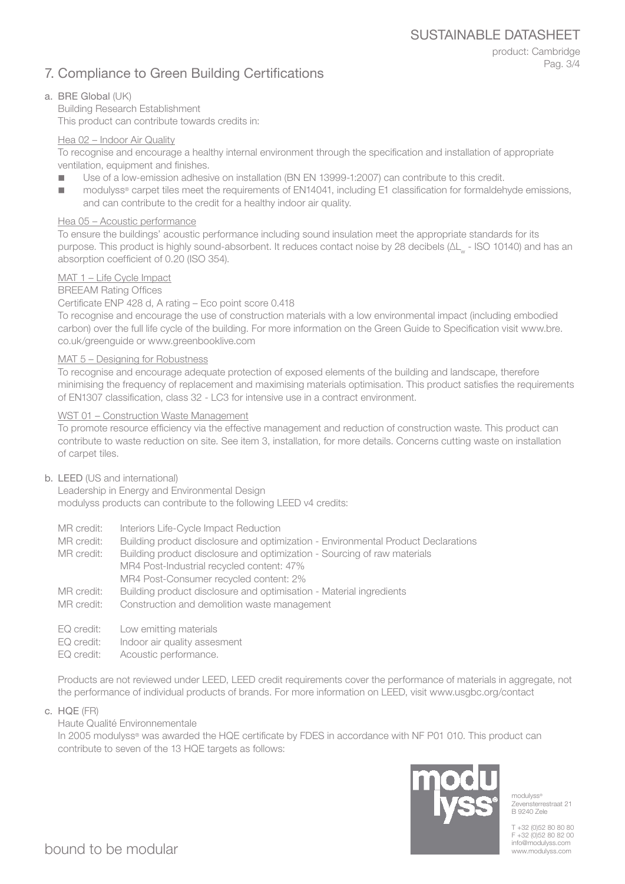## 7. Compliance to Green Building Certifications

a. **BRE Global** (UK)

Building Research Establishment

This product can contribute towards credits in:

Hea 02 – Indoor Air Quality

To recognise and encourage a healthy internal environment through the specification and installation of appropriate ventilation, equipment and finishes.

- Use of a low-emission adhesive on installation (BN EN 13999-1:2007) can contribute to this credit.
- modulyss® carpet tiles meet the requirements of EN14041, including E1 classification for formaldehyde emissions, and can contribute to the credit for a healthy indoor air quality.

Hea 05 – Acoustic performance

To ensure the buildings' acoustic performance including sound insulation meet the appropriate standards for its purpose. This product is highly sound-absorbent. It reduces contact noise by 28 decibels ($\Delta L_w$ - ISO 10140) and has an absorption coefficient of 0.20 (ISO 354).

MAT 1 – Life Cycle Impact

BREEAM Rating Offices

Certificate ENP 428 d, A rating – Eco point score 0.418

To recognise and encourage the use of construction materials with a low environmental impact (including embodied carbon) over the full life cycle of the building. For more information on the Green Guide to Specification visit www.bre.co.uk/greenguide or www.greenbooklive.com

MAT 5 – Designing for Robustness

To recognise and encourage adequate protection of exposed elements of the building and landscape, therefore minimising the frequency of replacement and maximising materials optimisation. This product satisfies the requirements of EN1307 classification, class 32 - LC3 for intensive use in a contract environment.

WST 01 – Construction Waste Management

To promote resource efficiency via the effective management and reduction of construction waste. This product can contribute to waste reduction on site. See item 3, installation, for more details. Concerns cutting waste on installation of carpet tiles.

b. **LEED** (US and international)

Leadership in Energy and Environmental Design

modulyss products can contribute to the following LEED v4 credits:

MR credit: Interiors Life-Cycle Impact Reduction
MR credit: Building product disclosure and optimization - Environmental Product Declarations
MR credit: Building product disclosure and optimization - Sourcing of raw materials
MR4 Post-Industrial recycled content: 47%
MR4 Post-Consumer recycled content: 2%
MR credit: Building product disclosure and optimisation - Material ingredients
MR credit: Construction and demolition waste management

EQ credit: Low emitting materials
EQ credit: Indoor air quality assesment
EQ credit: Acoustic performance.

Products are not reviewed under LEED, LEED credit requirements cover the performance of materials in aggregate, not the performance of individual products of brands. For more information on LEED, visit www.usgbc.org/contact

c. **HQE** (FR)

Haute Qualité Environnementale

In 2005 modulyss® was awarded the HQE certificate by FDES in accordance with NF P01 010. This product can contribute to seven of the 13 HQE targets as follows:

modulyss®
Zevensterrestraat 21
B 9240 Zele

T +32 (0)52 80 80 80
F +32 (0)52 80 82 00
info@modulyss.com
www.modulyss.com

bound to be modular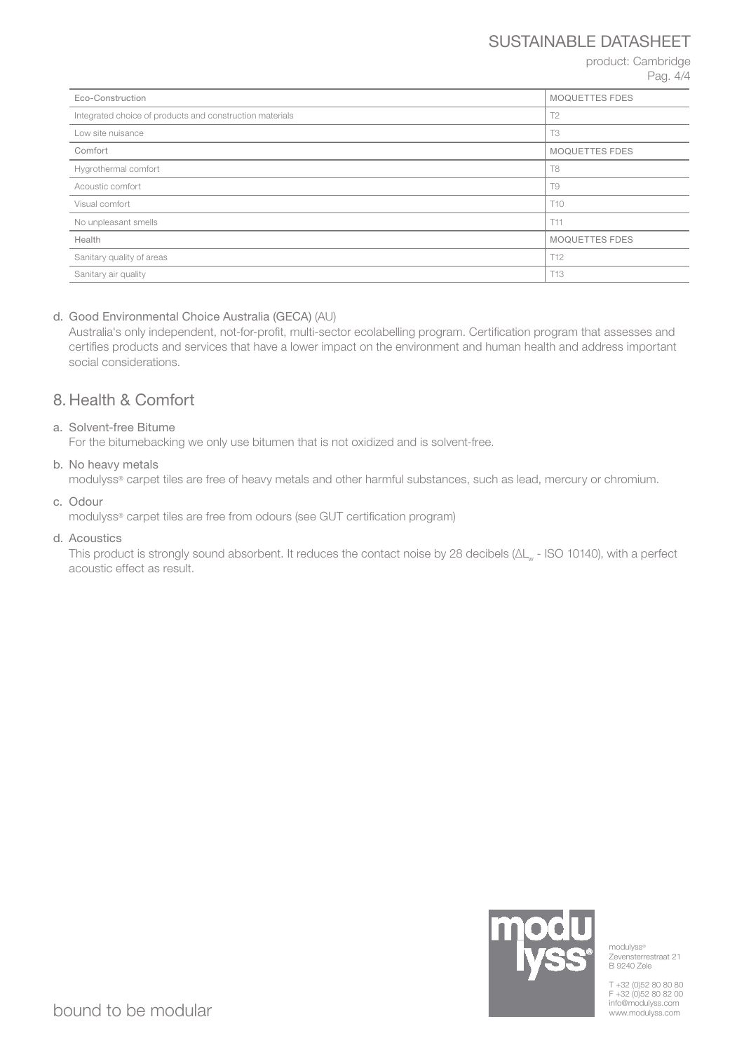| Eco-Construction | MOQUETTES FDES |
|---|---|
| Integrated choice of products and construction materials | T2 |
| Low site nuisance | T3 |
| Comfort | MOQUETTES FDES |
| Hygrothermal comfort | T8 |
| Acoustic comfort | T9 |
| Visual comfort | T10 |
| No unpleasant smells | T11 |
| Health | MOQUETTES FDES |
| Sanitary quality of areas | T12 |
| Sanitary air quality | T13 |

d. Good Environmental Choice Australia (GECA) (AU)

Australia's only independent, not-for-profit, multi-sector ecolabelling program. Certification program that assesses and certifies products and services that have a lower impact on the environment and human health and address important social considerations.

## 8. Health & Comfort

a. Solvent-free Bitume

For the bitumebacking we only use bitumen that is not oxidized and is solvent-free.

b. No heavy metals

modulyss® carpet tiles are free of heavy metals and other harmful substances, such as lead, mercury or chromium.

c. Odour

modulyss® carpet tiles are free from odours (see GUT certification program)

d. Acoustics

This product is strongly sound absorbent. It reduces the contact noise by 28 decibels ($\Delta L_w$ - ISO 10140), with a perfect acoustic effect as result.

bound to be modular

modulyss®
Zevensterrestraat 21
B 9240 Zele

T +32 (0)52 80 80 80
F +32 (0)52 80 82 00
info@modulyss.com
www.modulyss.com